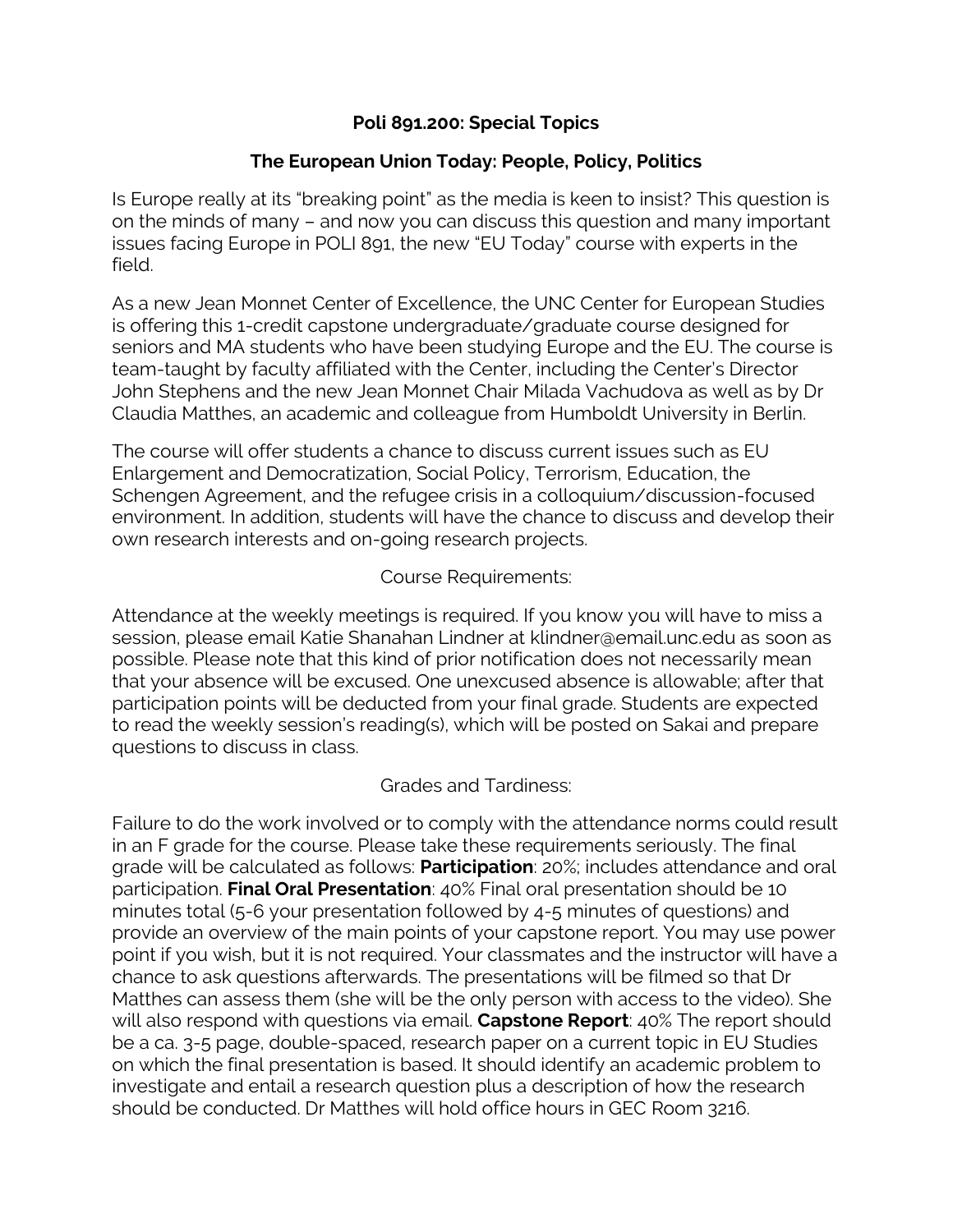# Poli 891.200: Special Topics

## The European Union Today: People, Policy, Politics

Is Europe really at its "breaking point" as the media is keen to insist? This question is on the minds of many – and now you can discuss this question and many important issues facing Europe in POLI 891, the new "EU Today" course with experts in the field.

As a new Jean Monnet Center of Excellence, the UNC Center for European Studies is offering this 1-credit capstone undergraduate/graduate course designed for seniors and MA students who have been studying Europe and the EU. The course is team-taught by faculty affiliated with the Center, including the Center's Director John Stephens and the new Jean Monnet Chair Milada Vachudova as well as by Dr Claudia Matthes, an academic and colleague from Humboldt University in Berlin.

The course will offer students a chance to discuss current issues such as EU Enlargement and Democratization, Social Policy, Terrorism, Education, the Schengen Agreement, and the refugee crisis in a colloquium/discussion-focused environment. In addition, students will have the chance to discuss and develop their own research interests and on-going research projects.

### Course Requirements:

Attendance at the weekly meetings is required. If you know you will have to miss a session, please email Katie Shanahan Lindner at klindner@email.unc.edu as soon as possible. Please note that this kind of prior notification does not necessarily mean that your absence will be excused. One unexcused absence is allowable; after that participation points will be deducted from your final grade. Students are expected to read the weekly session's reading(s), which will be posted on Sakai and prepare questions to discuss in class.

### Grades and Tardiness:

Failure to do the work involved or to comply with the attendance norms could result in an F grade for the course. Please take these requirements seriously. The final grade will be calculated as follows: **Participation**: 20%; includes attendance and oral participation. **Final Oral Presentation**: 40% Final oral presentation should be 10 minutes total (5-6 your presentation followed by 4-5 minutes of questions) and provide an overview of the main points of your capstone report. You may use power point if you wish, but it is not required. Your classmates and the instructor will have a chance to ask questions afterwards. The presentations will be filmed so that Dr Matthes can assess them (she will be the only person with access to the video). She will also respond with questions via email. **Capstone Report**: 40% The report should be a ca. 3-5 page, double-spaced, research paper on a current topic in EU Studies on which the final presentation is based. It should identify an academic problem to investigate and entail a research question plus a description of how the research should be conducted. Dr Matthes will hold office hours in GEC Room 3216.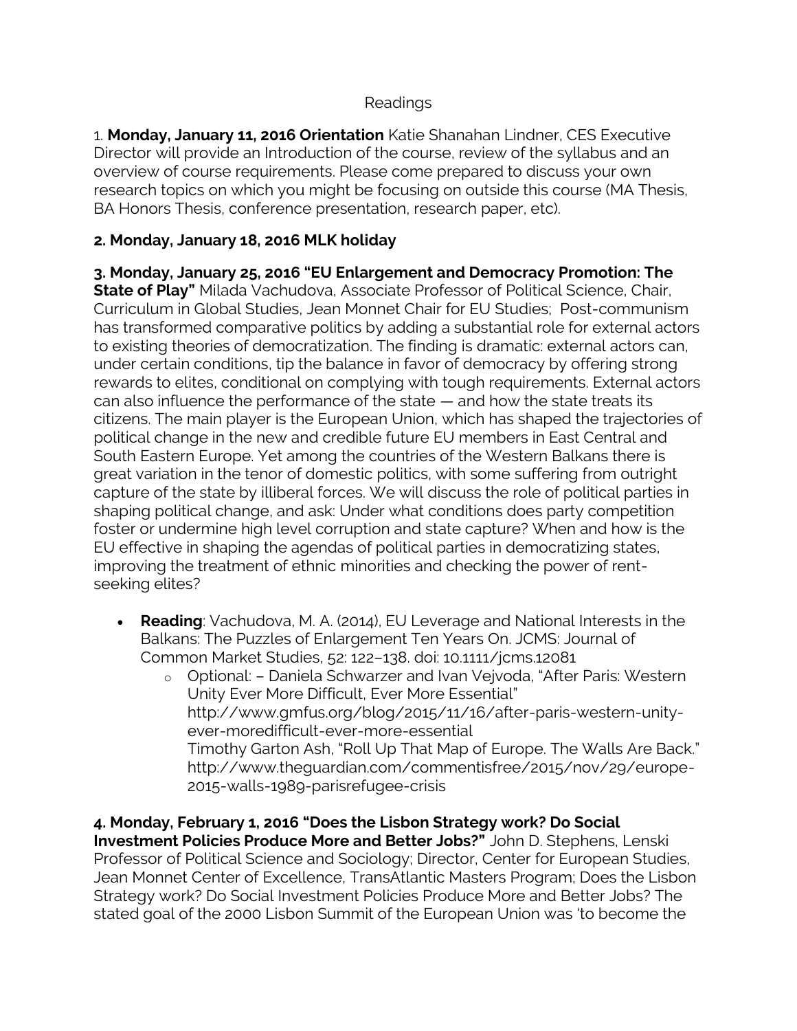Readings

1. **Monday, January 11, 2016 Orientation** Katie Shanahan Lindner, CES Executive Director will provide an Introduction of the course, review of the syllabus and an overview of course requirements. Please come prepared to discuss your own research topics on which you might be focusing on outside this course (MA Thesis, BA Honors Thesis, conference presentation, research paper, etc).

**2. Monday, January 18, 2016 MLK holiday**

**3. Monday, January 25, 2016 "EU Enlargement and Democracy Promotion: The State of Play"** Milada Vachudova, Associate Professor of Political Science, Chair, Curriculum in Global Studies, Jean Monnet Chair for EU Studies; Post-communism has transformed comparative politics by adding a substantial role for external actors to existing theories of democratization. The finding is dramatic: external actors can, under certain conditions, tip the balance in favor of democracy by offering strong rewards to elites, conditional on complying with tough requirements. External actors can also influence the performance of the state — and how the state treats its citizens. The main player is the European Union, which has shaped the trajectories of political change in the new and credible future EU members in East Central and South Eastern Europe. Yet among the countries of the Western Balkans there is great variation in the tenor of domestic politics, with some suffering from outright capture of the state by illiberal forces. We will discuss the role of political parties in shaping political change, and ask: Under what conditions does party competition foster or undermine high level corruption and state capture? When and how is the EU effective in shaping the agendas of political parties in democratizing states, improving the treatment of ethnic minorities and checking the power of rent-seeking elites?

- **Reading**: Vachudova, M. A. (2014), EU Leverage and National Interests in the Balkans: The Puzzles of Enlargement Ten Years On. JCMS: Journal of Common Market Studies, 52: 122–138. doi: 10.1111/jcms.12081
    - Optional: – Daniela Schwarzer and Ivan Vejvoda, "After Paris: Western Unity Ever More Difficult, Ever More Essential" http://www.gmfus.org/blog/2015/11/16/after-paris-western-unity-ever-moredifficult-ever-more-essential
      Timothy Garton Ash, "Roll Up That Map of Europe. The Walls Are Back." http://www.theguardian.com/commentisfree/2015/nov/29/europe-2015-walls-1989-parisrefugee-crisis

**4. Monday, February 1, 2016 "Does the Lisbon Strategy work? Do Social Investment Policies Produce More and Better Jobs?"** John D. Stephens, Lenski Professor of Political Science and Sociology; Director, Center for European Studies, Jean Monnet Center of Excellence, TransAtlantic Masters Program; Does the Lisbon Strategy work? Do Social Investment Policies Produce More and Better Jobs? The stated goal of the 2000 Lisbon Summit of the European Union was 'to become the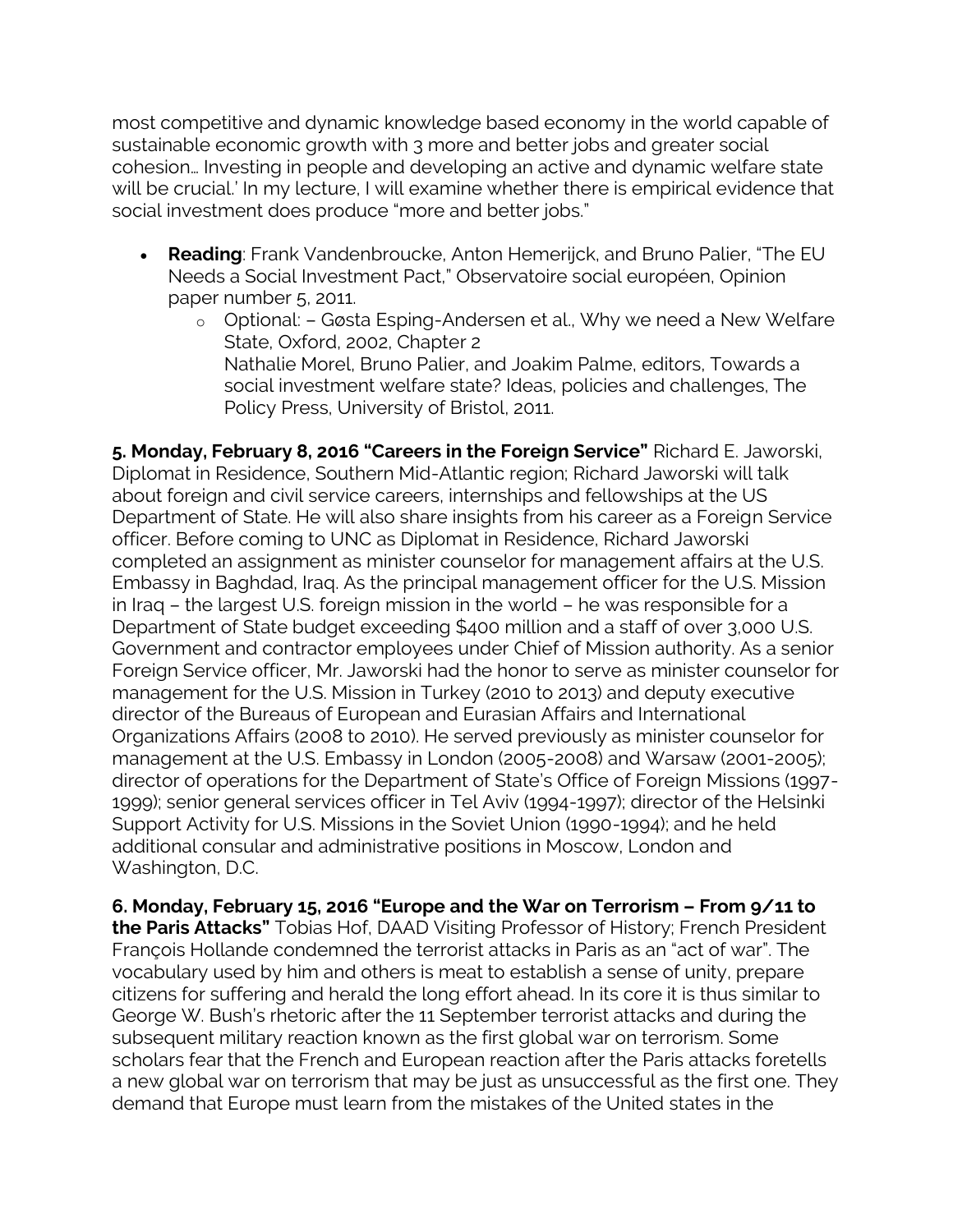most competitive and dynamic knowledge based economy in the world capable of sustainable economic growth with 3 more and better jobs and greater social cohesion… Investing in people and developing an active and dynamic welfare state will be crucial.' In my lecture, I will examine whether there is empirical evidence that social investment does produce "more and better jobs."

- **Reading**: Frank Vandenbroucke, Anton Hemerijck, and Bruno Palier, "The EU Needs a Social Investment Pact," Observatoire social européen, Opinion paper number 5, 2011.
  - Optional: – Gøsta Esping-Andersen et al., Why we need a New Welfare State, Oxford, 2002, Chapter 2
    Nathalie Morel, Bruno Palier, and Joakim Palme, editors, Towards a social investment welfare state? Ideas, policies and challenges, The Policy Press, University of Bristol, 2011.

**5. Monday, February 8, 2016 "Careers in the Foreign Service"** Richard E. Jaworski, Diplomat in Residence, Southern Mid-Atlantic region; Richard Jaworski will talk about foreign and civil service careers, internships and fellowships at the US Department of State. He will also share insights from his career as a Foreign Service officer. Before coming to UNC as Diplomat in Residence, Richard Jaworski completed an assignment as minister counselor for management affairs at the U.S. Embassy in Baghdad, Iraq. As the principal management officer for the U.S. Mission in Iraq – the largest U.S. foreign mission in the world – he was responsible for a Department of State budget exceeding $400 million and a staff of over 3,000 U.S. Government and contractor employees under Chief of Mission authority. As a senior Foreign Service officer, Mr. Jaworski had the honor to serve as minister counselor for management for the U.S. Mission in Turkey (2010 to 2013) and deputy executive director of the Bureaus of European and Eurasian Affairs and International Organizations Affairs (2008 to 2010). He served previously as minister counselor for management at the U.S. Embassy in London (2005-2008) and Warsaw (2001-2005); director of operations for the Department of State's Office of Foreign Missions (1997-1999); senior general services officer in Tel Aviv (1994-1997); director of the Helsinki Support Activity for U.S. Missions in the Soviet Union (1990-1994); and he held additional consular and administrative positions in Moscow, London and Washington, D.C.

**6. Monday, February 15, 2016 "Europe and the War on Terrorism – From 9/11 to the Paris Attacks"** Tobias Hof, DAAD Visiting Professor of History; French President François Hollande condemned the terrorist attacks in Paris as an "act of war". The vocabulary used by him and others is meat to establish a sense of unity, prepare citizens for suffering and herald the long effort ahead. In its core it is thus similar to George W. Bush's rhetoric after the 11 September terrorist attacks and during the subsequent military reaction known as the first global war on terrorism. Some scholars fear that the French and European reaction after the Paris attacks foretells a new global war on terrorism that may be just as unsuccessful as the first one. They demand that Europe must learn from the mistakes of the United states in the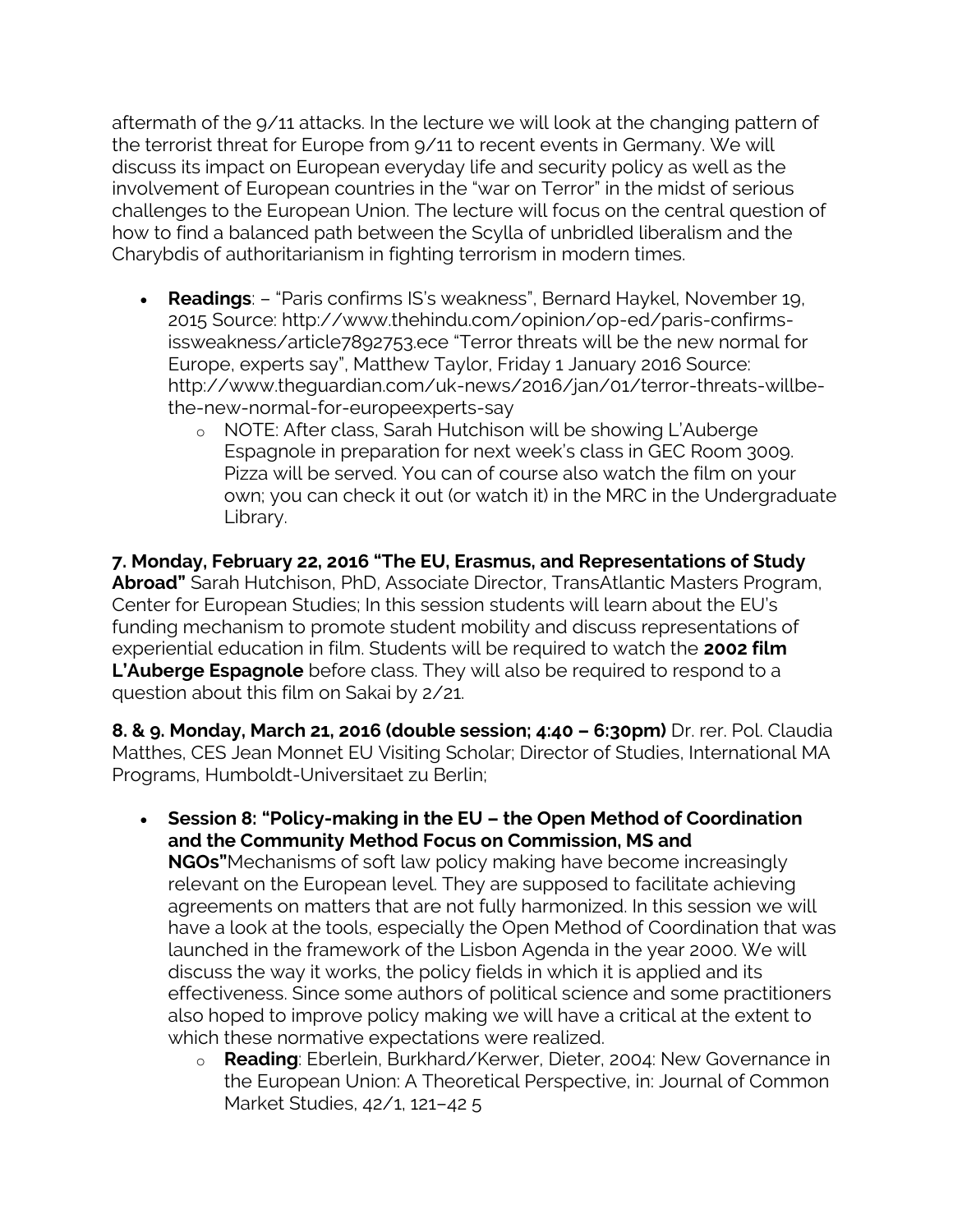aftermath of the 9/11 attacks. In the lecture we will look at the changing pattern of the terrorist threat for Europe from 9/11 to recent events in Germany. We will discuss its impact on European everyday life and security policy as well as the involvement of European countries in the "war on Terror" in the midst of serious challenges to the European Union. The lecture will focus on the central question of how to find a balanced path between the Scylla of unbridled liberalism and the Charybdis of authoritarianism in fighting terrorism in modern times.

- **Readings**: – "Paris confirms IS's weakness", Bernard Haykel, November 19, 2015 Source: http://www.thehindu.com/opinion/op-ed/paris-confirms-issweakness/article7892753.ece "Terror threats will be the new normal for Europe, experts say", Matthew Taylor, Friday 1 January 2016 Source: http://www.theguardian.com/uk-news/2016/jan/01/terror-threats-willbe-the-new-normal-for-europeexperts-say
    - NOTE: After class, Sarah Hutchison will be showing L'Auberge Espagnole in preparation for next week's class in GEC Room 3009. Pizza will be served. You can of course also watch the film on your own; you can check it out (or watch it) in the MRC in the Undergraduate Library.

**7. Monday, February 22, 2016 "The EU, Erasmus, and Representations of Study Abroad"** Sarah Hutchison, PhD, Associate Director, TransAtlantic Masters Program, Center for European Studies; In this session students will learn about the EU's funding mechanism to promote student mobility and discuss representations of experiential education in film. Students will be required to watch the **2002 film L'Auberge Espagnole** before class. They will also be required to respond to a question about this film on Sakai by 2/21.

**8. & 9. Monday, March 21, 2016 (double session; 4:40 – 6:30pm)** Dr. rer. Pol. Claudia Matthes, CES Jean Monnet EU Visiting Scholar; Director of Studies, International MA Programs, Humboldt-Universitaet zu Berlin;

- **Session 8: "Policy-making in the EU – the Open Method of Coordination and the Community Method Focus on Commission, MS and NGOs"** Mechanisms of soft law policy making have become increasingly relevant on the European level. They are supposed to facilitate achieving agreements on matters that are not fully harmonized. In this session we will have a look at the tools, especially the Open Method of Coordination that was launched in the framework of the Lisbon Agenda in the year 2000. We will discuss the way it works, the policy fields in which it is applied and its effectiveness. Since some authors of political science and some practitioners also hoped to improve policy making we will have a critical at the extent to which these normative expectations were realized.
    - **Reading**: Eberlein, Burkhard/Kerwer, Dieter, 2004: New Governance in the European Union: A Theoretical Perspective, in: Journal of Common Market Studies, 42/1, 121–42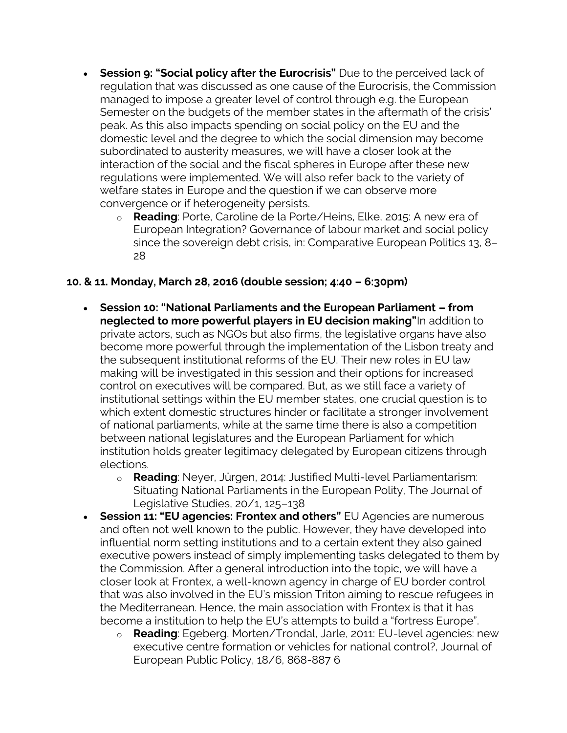- **Session 9: "Social policy after the Eurocrisis"** Due to the perceived lack of regulation that was discussed as one cause of the Eurocrisis, the Commission managed to impose a greater level of control through e.g. the European Semester on the budgets of the member states in the aftermath of the crisis' peak. As this also impacts spending on social policy on the EU and the domestic level and the degree to which the social dimension may become subordinated to austerity measures, we will have a closer look at the interaction of the social and the fiscal spheres in Europe after these new regulations were implemented. We will also refer back to the variety of welfare states in Europe and the question if we can observe more convergence or if heterogeneity persists.
  - **Reading**: Porte, Caroline de la Porte/Heins, Elke, 2015: A new era of European Integration? Governance of labour market and social policy since the sovereign debt crisis, in: Comparative European Politics 13, 8–28

**10. & 11. Monday, March 28, 2016 (double session; 4:40 – 6:30pm)**

- **Session 10: "National Parliaments and the European Parliament – from neglected to more powerful players in EU decision making"** In addition to private actors, such as NGOs but also firms, the legislative organs have also become more powerful through the implementation of the Lisbon treaty and the subsequent institutional reforms of the EU. Their new roles in EU law making will be investigated in this session and their options for increased control on executives will be compared. But, as we still face a variety of institutional settings within the EU member states, one crucial question is to which extent domestic structures hinder or facilitate a stronger involvement of national parliaments, while at the same time there is also a competition between national legislatures and the European Parliament for which institution holds greater legitimacy delegated by European citizens through elections.
  - **Reading**: Neyer, Jürgen, 2014: Justified Multi-level Parliamentarism: Situating National Parliaments in the European Polity, The Journal of Legislative Studies, 20/1, 125–138
- **Session 11: "EU agencies: Frontex and others"** EU Agencies are numerous and often not well known to the public. However, they have developed into influential norm setting institutions and to a certain extent they also gained executive powers instead of simply implementing tasks delegated to them by the Commission. After a general introduction into the topic, we will have a closer look at Frontex, a well-known agency in charge of EU border control that was also involved in the EU's mission Triton aiming to rescue refugees in the Mediterranean. Hence, the main association with Frontex is that it has become a institution to help the EU's attempts to build a "fortress Europe".
  - **Reading**: Egeberg, Morten/Trondal, Jarle, 2011: EU-level agencies: new executive centre formation or vehicles for national control?, Journal of European Public Policy, 18/6, 868-887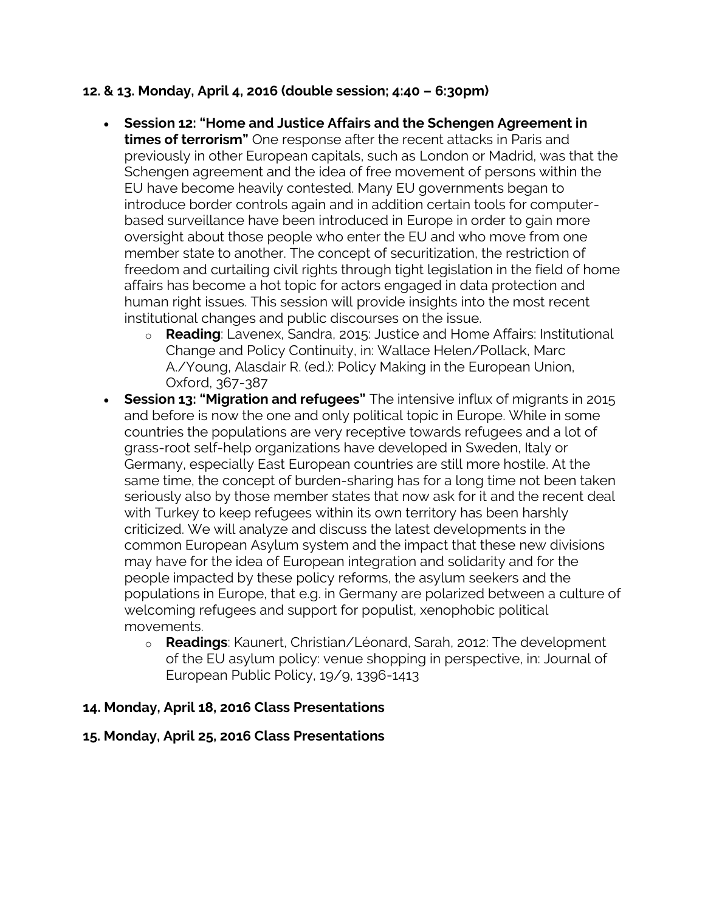**12. & 13. Monday, April 4, 2016 (double session; 4:40 – 6:30pm)**

- **Session 12: "Home and Justice Affairs and the Schengen Agreement in times of terrorism"** One response after the recent attacks in Paris and previously in other European capitals, such as London or Madrid, was that the Schengen agreement and the idea of free movement of persons within the EU have become heavily contested. Many EU governments began to introduce border controls again and in addition certain tools for computer-based surveillance have been introduced in Europe in order to gain more oversight about those people who enter the EU and who move from one member state to another. The concept of securitization, the restriction of freedom and curtailing civil rights through tight legislation in the field of home affairs has become a hot topic for actors engaged in data protection and human right issues. This session will provide insights into the most recent institutional changes and public discourses on the issue.
  - **Reading**: Lavenex, Sandra, 2015: Justice and Home Affairs: Institutional Change and Policy Continuity, in: Wallace Helen/Pollack, Marc A./Young, Alasdair R. (ed.): Policy Making in the European Union, Oxford, 367-387
- **Session 13: "Migration and refugees"** The intensive influx of migrants in 2015 and before is now the one and only political topic in Europe. While in some countries the populations are very receptive towards refugees and a lot of grass-root self-help organizations have developed in Sweden, Italy or Germany, especially East European countries are still more hostile. At the same time, the concept of burden-sharing has for a long time not been taken seriously also by those member states that now ask for it and the recent deal with Turkey to keep refugees within its own territory has been harshly criticized. We will analyze and discuss the latest developments in the common European Asylum system and the impact that these new divisions may have for the idea of European integration and solidarity and for the people impacted by these policy reforms, the asylum seekers and the populations in Europe, that e.g. in Germany are polarized between a culture of welcoming refugees and support for populist, xenophobic political movements.
  - **Readings**: Kaunert, Christian/Léonard, Sarah, 2012: The development of the EU asylum policy: venue shopping in perspective, in: Journal of European Public Policy, 19/9, 1396-1413

**14. Monday, April 18, 2016 Class Presentations**

**15. Monday, April 25, 2016 Class Presentations**